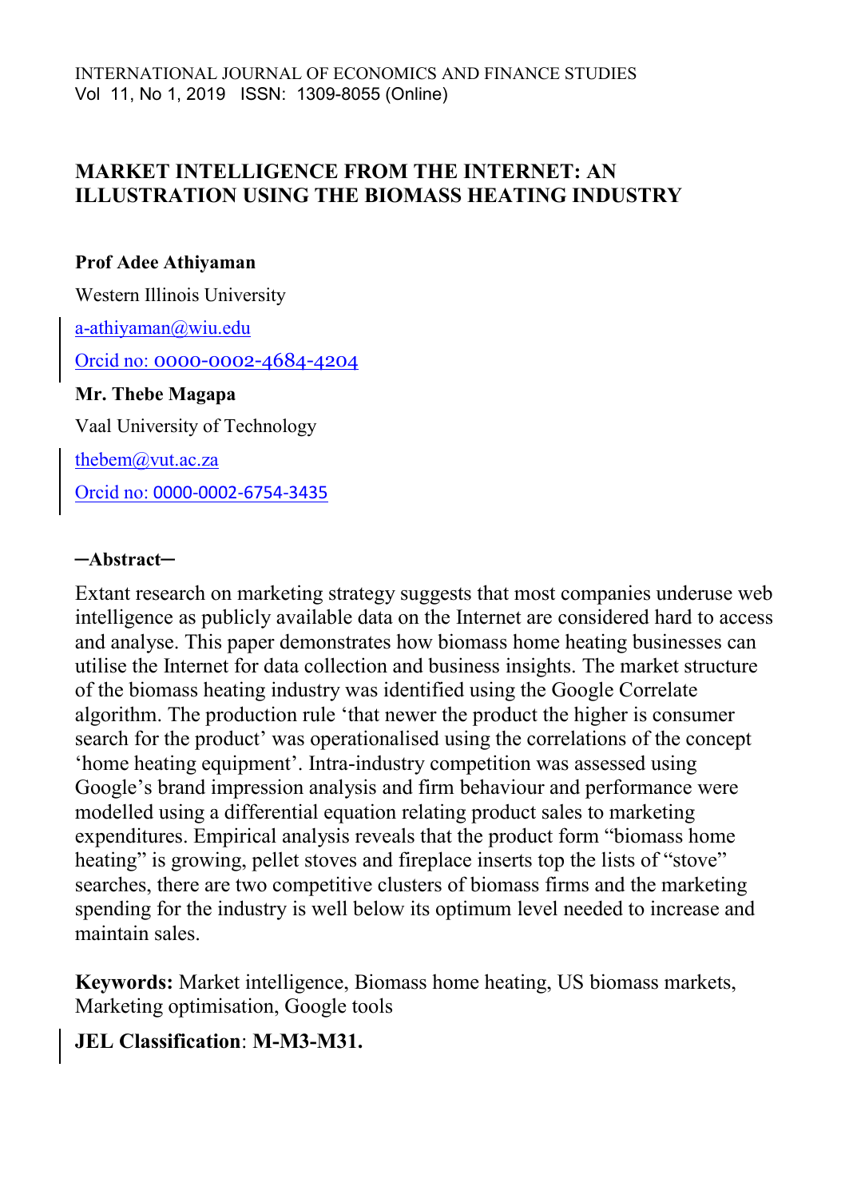INTERNATIONAL JOURNAL OF ECONOMICS AND FINANCE STUDIES
Vol 11, No 1, 2019 ISSN: 1309-8055 (Online)

# MARKET INTELLIGENCE FROM THE INTERNET: AN ILLUSTRATION USING THE BIOMASS HEATING INDUSTRY

**Prof Adee Athiyaman**

Western Illinois University

a-athiyaman@wiu.edu

Orcid no: 0000-0002-4684-4204

**Mr. Thebe Magapa**

Vaal University of Technology

thebem@vut.ac.za

Orcid no: 0000-0002-6754-3435

**─Abstract─**

Extant research on marketing strategy suggests that most companies underuse web intelligence as publicly available data on the Internet are considered hard to access and analyse. This paper demonstrates how biomass home heating businesses can utilise the Internet for data collection and business insights. The market structure of the biomass heating industry was identified using the Google Correlate algorithm. The production rule 'that newer the product the higher is consumer search for the product' was operationalised using the correlations of the concept 'home heating equipment'. Intra-industry competition was assessed using Google's brand impression analysis and firm behaviour and performance were modelled using a differential equation relating product sales to marketing expenditures. Empirical analysis reveals that the product form "biomass home heating" is growing, pellet stoves and fireplace inserts top the lists of "stove" searches, there are two competitive clusters of biomass firms and the marketing spending for the industry is well below its optimum level needed to increase and maintain sales.

**Keywords:** Market intelligence, Biomass home heating, US biomass markets, Marketing optimisation, Google tools

**JEL Classification**: **M-M3-M31.**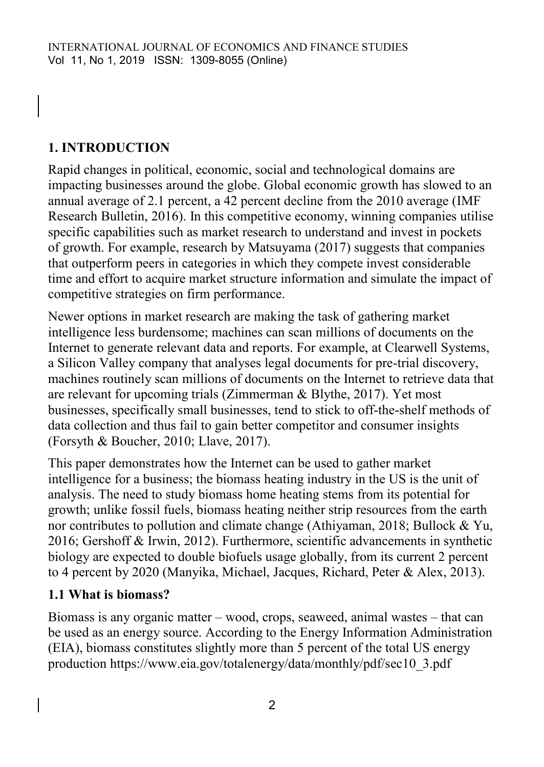## 1. INTRODUCTION

Rapid changes in political, economic, social and technological domains are impacting businesses around the globe. Global economic growth has slowed to an annual average of 2.1 percent, a 42 percent decline from the 2010 average (IMF Research Bulletin, 2016). In this competitive economy, winning companies utilise specific capabilities such as market research to understand and invest in pockets of growth. For example, research by Matsuyama (2017) suggests that companies that outperform peers in categories in which they compete invest considerable time and effort to acquire market structure information and simulate the impact of competitive strategies on firm performance.

Newer options in market research are making the task of gathering market intelligence less burdensome; machines can scan millions of documents on the Internet to generate relevant data and reports. For example, at Clearwell Systems, a Silicon Valley company that analyses legal documents for pre-trial discovery, machines routinely scan millions of documents on the Internet to retrieve data that are relevant for upcoming trials (Zimmerman & Blythe, 2017). Yet most businesses, specifically small businesses, tend to stick to off-the-shelf methods of data collection and thus fail to gain better competitor and consumer insights (Forsyth & Boucher, 2010; Llave, 2017).

This paper demonstrates how the Internet can be used to gather market intelligence for a business; the biomass heating industry in the US is the unit of analysis. The need to study biomass home heating stems from its potential for growth; unlike fossil fuels, biomass heating neither strip resources from the earth nor contributes to pollution and climate change (Athiyaman, 2018; Bullock & Yu, 2016; Gershoff & Irwin, 2012). Furthermore, scientific advancements in synthetic biology are expected to double biofuels usage globally, from its current 2 percent to 4 percent by 2020 (Manyika, Michael, Jacques, Richard, Peter & Alex, 2013).

### 1.1 What is biomass?

Biomass is any organic matter – wood, crops, seaweed, animal wastes – that can be used as an energy source. According to the Energy Information Administration (EIA), biomass constitutes slightly more than 5 percent of the total US energy production https://www.eia.gov/totalenergy/data/monthly/pdf/sec10_3.pdf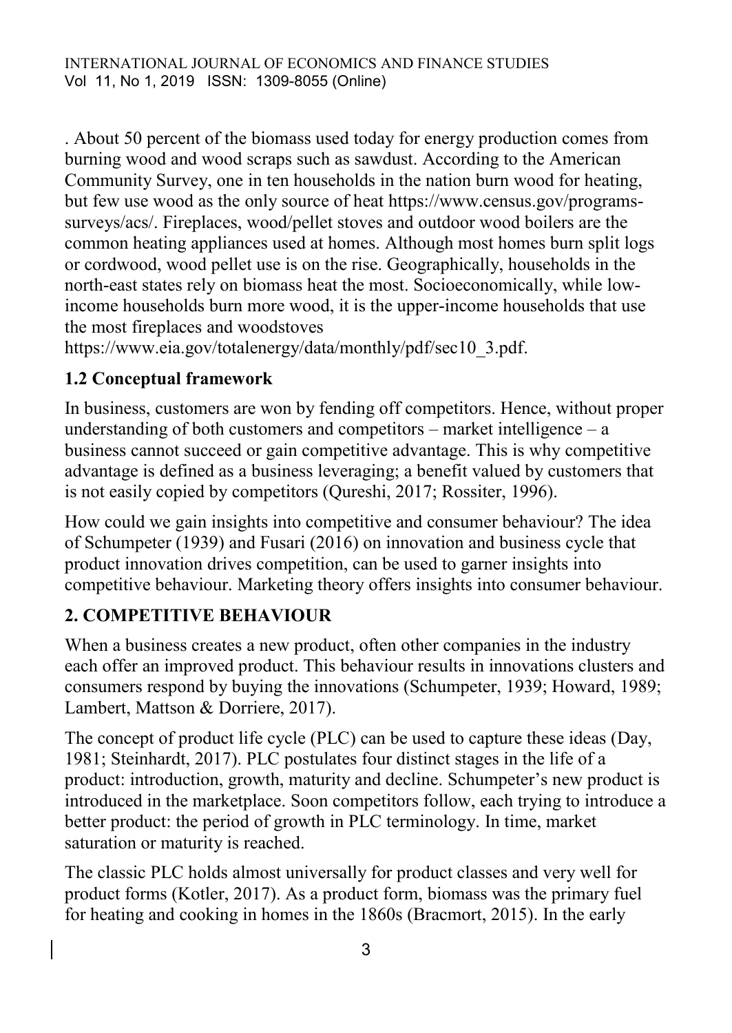. About 50 percent of the biomass used today for energy production comes from burning wood and wood scraps such as sawdust. According to the American Community Survey, one in ten households in the nation burn wood for heating, but few use wood as the only source of heat https://www.census.gov/programs-surveys/acs/. Fireplaces, wood/pellet stoves and outdoor wood boilers are the common heating appliances used at homes. Although most homes burn split logs or cordwood, wood pellet use is on the rise. Geographically, households in the north-east states rely on biomass heat the most. Socioeconomically, while low-income households burn more wood, it is the upper-income households that use the most fireplaces and woodstoves https://www.eia.gov/totalenergy/data/monthly/pdf/sec10_3.pdf.

### 1.2 Conceptual framework

In business, customers are won by fending off competitors. Hence, without proper understanding of both customers and competitors – market intelligence – a business cannot succeed or gain competitive advantage. This is why competitive advantage is defined as a business leveraging; a benefit valued by customers that is not easily copied by competitors (Qureshi, 2017; Rossiter, 1996).

How could we gain insights into competitive and consumer behaviour? The idea of Schumpeter (1939) and Fusari (2016) on innovation and business cycle that product innovation drives competition, can be used to garner insights into competitive behaviour. Marketing theory offers insights into consumer behaviour.

## 2. COMPETITIVE BEHAVIOUR

When a business creates a new product, often other companies in the industry each offer an improved product. This behaviour results in innovations clusters and consumers respond by buying the innovations (Schumpeter, 1939; Howard, 1989; Lambert, Mattson & Dorriere, 2017).

The concept of product life cycle (PLC) can be used to capture these ideas (Day, 1981; Steinhardt, 2017). PLC postulates four distinct stages in the life of a product: introduction, growth, maturity and decline. Schumpeter's new product is introduced in the marketplace. Soon competitors follow, each trying to introduce a better product: the period of growth in PLC terminology. In time, market saturation or maturity is reached.

The classic PLC holds almost universally for product classes and very well for product forms (Kotler, 2017). As a product form, biomass was the primary fuel for heating and cooking in homes in the 1860s (Bracmort, 2015). In the early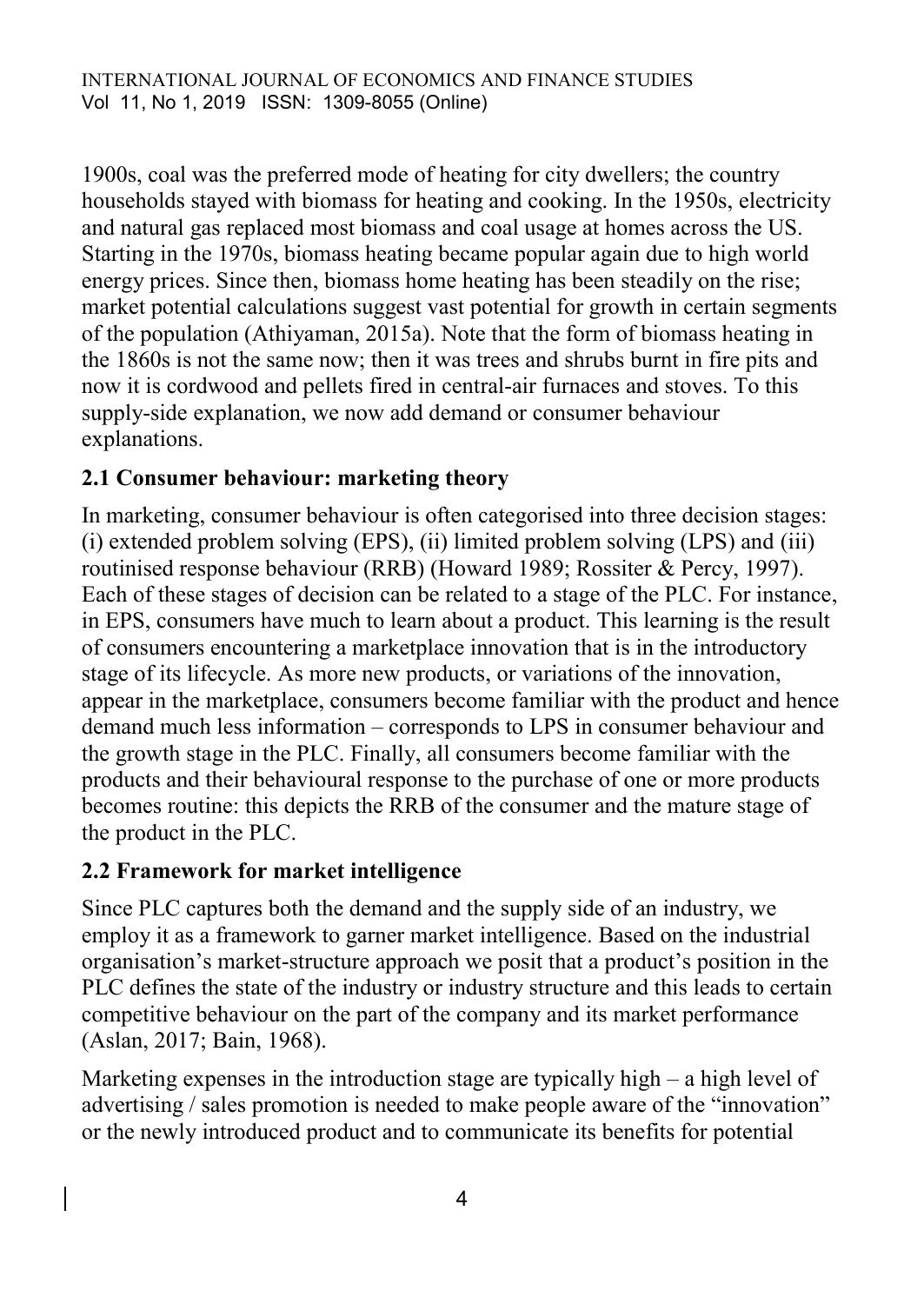1900s, coal was the preferred mode of heating for city dwellers; the country households stayed with biomass for heating and cooking. In the 1950s, electricity and natural gas replaced most biomass and coal usage at homes across the US. Starting in the 1970s, biomass heating became popular again due to high world energy prices. Since then, biomass home heating has been steadily on the rise; market potential calculations suggest vast potential for growth in certain segments of the population (Athiyaman, 2015a). Note that the form of biomass heating in the 1860s is not the same now; then it was trees and shrubs burnt in fire pits and now it is cordwood and pellets fired in central-air furnaces and stoves. To this supply-side explanation, we now add demand or consumer behaviour explanations.

### 2.1 Consumer behaviour: marketing theory

In marketing, consumer behaviour is often categorised into three decision stages: (i) extended problem solving (EPS), (ii) limited problem solving (LPS) and (iii) routinised response behaviour (RRB) (Howard 1989; Rossiter & Percy, 1997). Each of these stages of decision can be related to a stage of the PLC. For instance, in EPS, consumers have much to learn about a product. This learning is the result of consumers encountering a marketplace innovation that is in the introductory stage of its lifecycle. As more new products, or variations of the innovation, appear in the marketplace, consumers become familiar with the product and hence demand much less information – corresponds to LPS in consumer behaviour and the growth stage in the PLC. Finally, all consumers become familiar with the products and their behavioural response to the purchase of one or more products becomes routine: this depicts the RRB of the consumer and the mature stage of the product in the PLC.

### 2.2 Framework for market intelligence

Since PLC captures both the demand and the supply side of an industry, we employ it as a framework to garner market intelligence. Based on the industrial organisation's market-structure approach we posit that a product's position in the PLC defines the state of the industry or industry structure and this leads to certain competitive behaviour on the part of the company and its market performance (Aslan, 2017; Bain, 1968).

Marketing expenses in the introduction stage are typically high – a high level of advertising / sales promotion is needed to make people aware of the "innovation" or the newly introduced product and to communicate its benefits for potential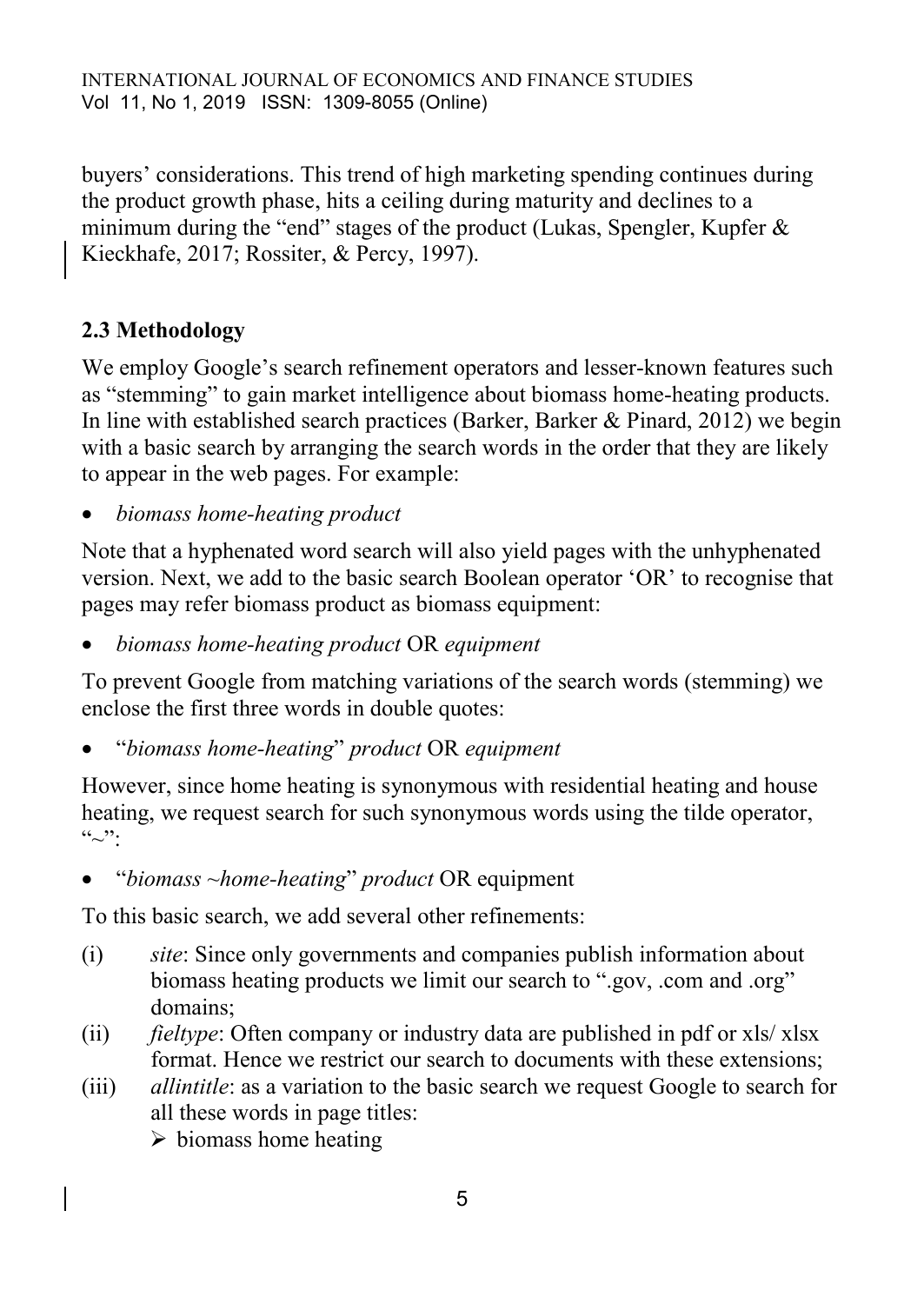buyers' considerations. This trend of high marketing spending continues during the product growth phase, hits a ceiling during maturity and declines to a minimum during the "end" stages of the product (Lukas, Spengler, Kupfer & Kieckhafe, 2017; Rossiter, & Percy, 1997).

## 2.3 Methodology

We employ Google's search refinement operators and lesser-known features such as "stemming" to gain market intelligence about biomass home-heating products. In line with established search practices (Barker, Barker & Pinard, 2012) we begin with a basic search by arranging the search words in the order that they are likely to appear in the web pages. For example:

- *biomass home-heating product*

Note that a hyphenated word search will also yield pages with the unhyphenated version. Next, we add to the basic search Boolean operator 'OR' to recognise that pages may refer biomass product as biomass equipment:

- *biomass home-heating product* OR *equipment*

To prevent Google from matching variations of the search words (stemming) we enclose the first three words in double quotes:

- "*biomass home-heating*" *product* OR *equipment*

However, since home heating is synonymous with residential heating and house heating, we request search for such synonymous words using the tilde operator, "~":

- "*biomass ~home-heating*" *product* OR equipment

To this basic search, we add several other refinements:

(i) *site*: Since only governments and companies publish information about biomass heating products we limit our search to ".gov, .com and .org" domains;

(ii) *fieltype*: Often company or industry data are published in pdf or xls/ xlsx format. Hence we restrict our search to documents with these extensions;

(iii) *allintitle*: as a variation to the basic search we request Google to search for all these words in page titles:

   - biomass home heating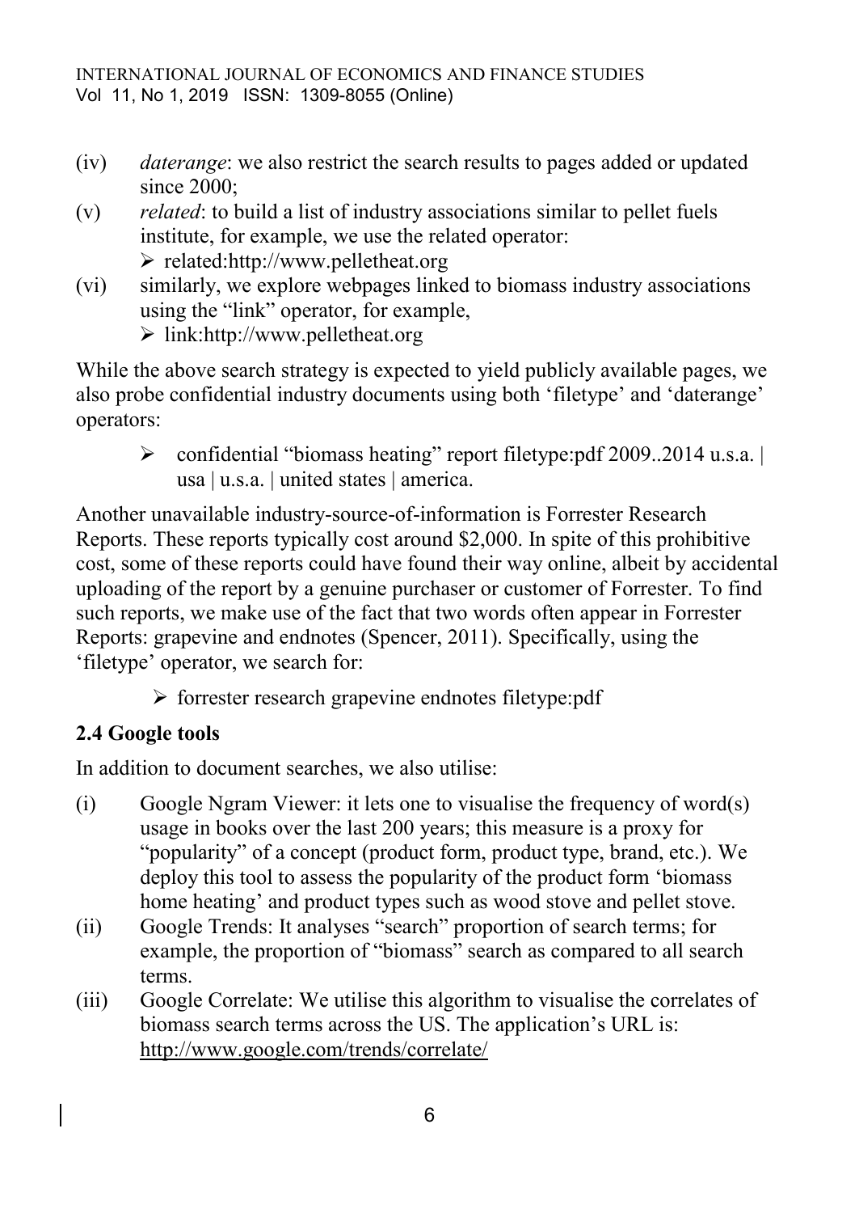(iv) *daterange*: we also restrict the search results to pages added or updated since 2000;

(v) *related*: to build a list of industry associations similar to pellet fuels institute, for example, we use the related operator:
   - related:http://www.pelletheat.org

(vi) similarly, we explore webpages linked to biomass industry associations using the "link" operator, for example,
   - link:http://www.pelletheat.org

While the above search strategy is expected to yield publicly available pages, we also probe confidential industry documents using both 'filetype' and 'daterange' operators:

- confidential "biomass heating" report filetype:pdf 2009..2014 u.s.a. | usa | u.s.a. | united states | america.

Another unavailable industry-source-of-information is Forrester Research Reports. These reports typically cost around $2,000. In spite of this prohibitive cost, some of these reports could have found their way online, albeit by accidental uploading of the report by a genuine purchaser or customer of Forrester. To find such reports, we make use of the fact that two words often appear in Forrester Reports: grapevine and endnotes (Spencer, 2011). Specifically, using the 'filetype' operator, we search for:

- forrester research grapevine endnotes filetype:pdf

## 2.4 Google tools

In addition to document searches, we also utilise:

(i) Google Ngram Viewer: it lets one to visualise the frequency of word(s) usage in books over the last 200 years; this measure is a proxy for "popularity" of a concept (product form, product type, brand, etc.). We deploy this tool to assess the popularity of the product form 'biomass home heating' and product types such as wood stove and pellet stove.

(ii) Google Trends: It analyses "search" proportion of search terms; for example, the proportion of "biomass" search as compared to all search terms.

(iii) Google Correlate: We utilise this algorithm to visualise the correlates of biomass search terms across the US. The application's URL is: http://www.google.com/trends/correlate/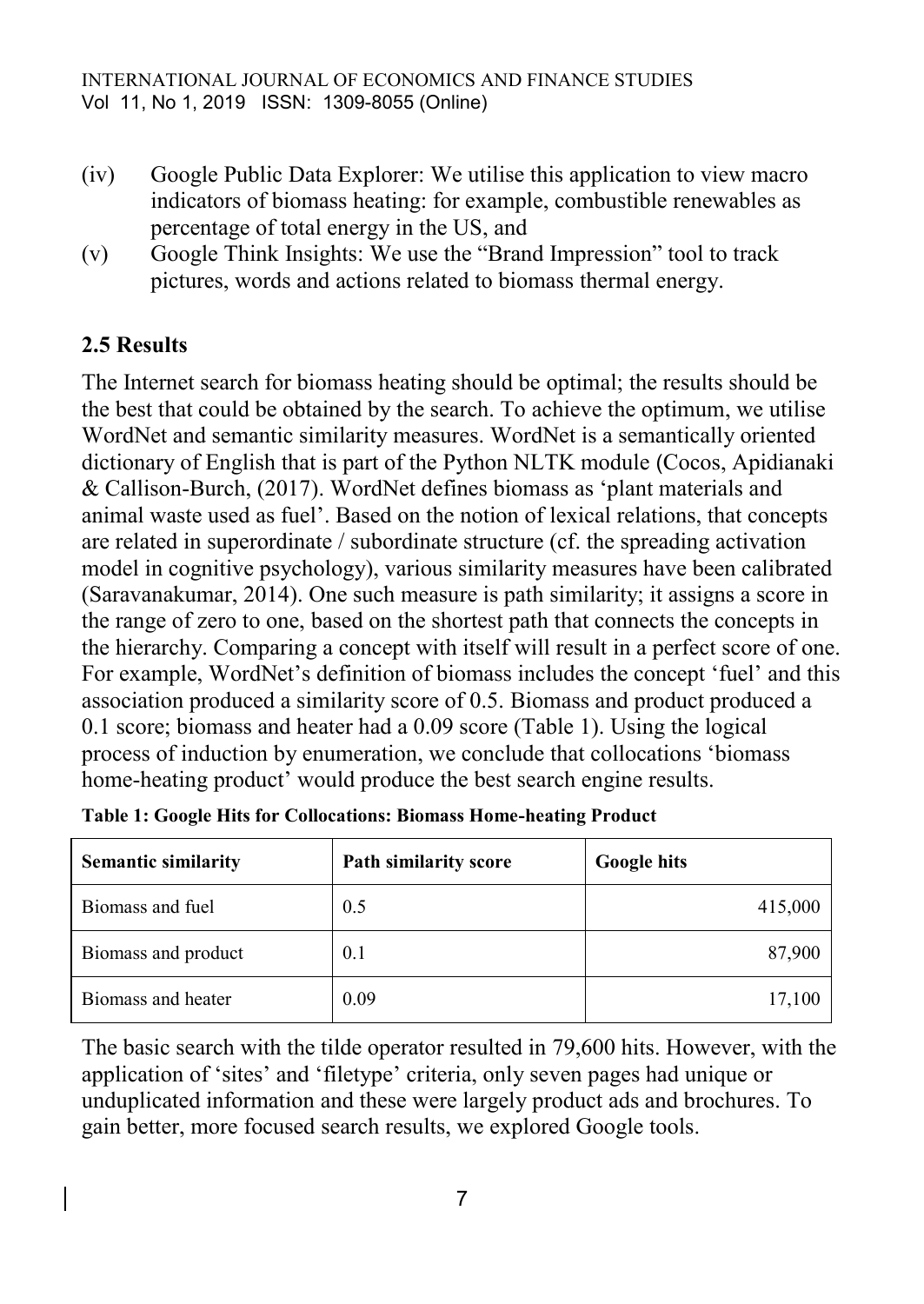(iv) Google Public Data Explorer: We utilise this application to view macro indicators of biomass heating: for example, combustible renewables as percentage of total energy in the US, and

(v) Google Think Insights: We use the "Brand Impression" tool to track pictures, words and actions related to biomass thermal energy.

## 2.5 Results

The Internet search for biomass heating should be optimal; the results should be the best that could be obtained by the search. To achieve the optimum, we utilise WordNet and semantic similarity measures. WordNet is a semantically oriented dictionary of English that is part of the Python NLTK module (Cocos, Apidianaki & Callison-Burch, (2017). WordNet defines biomass as 'plant materials and animal waste used as fuel'. Based on the notion of lexical relations, that concepts are related in superordinate / subordinate structure (cf. the spreading activation model in cognitive psychology), various similarity measures have been calibrated (Saravanakumar, 2014). One such measure is path similarity; it assigns a score in the range of zero to one, based on the shortest path that connects the concepts in the hierarchy. Comparing a concept with itself will result in a perfect score of one. For example, WordNet's definition of biomass includes the concept 'fuel' and this association produced a similarity score of 0.5. Biomass and product produced a 0.1 score; biomass and heater had a 0.09 score (Table 1). Using the logical process of induction by enumeration, we conclude that collocations 'biomass home-heating product' would produce the best search engine results.

**Table 1: Google Hits for Collocations: Biomass Home-heating Product**

| Semantic similarity | Path similarity score | Google hits |
|---|---|---|
| Biomass and fuel | 0.5 | 415,000 |
| Biomass and product | 0.1 | 87,900 |
| Biomass and heater | 0.09 | 17,100 |

The basic search with the tilde operator resulted in 79,600 hits. However, with the application of 'sites' and 'filetype' criteria, only seven pages had unique or unduplicated information and these were largely product ads and brochures. To gain better, more focused search results, we explored Google tools.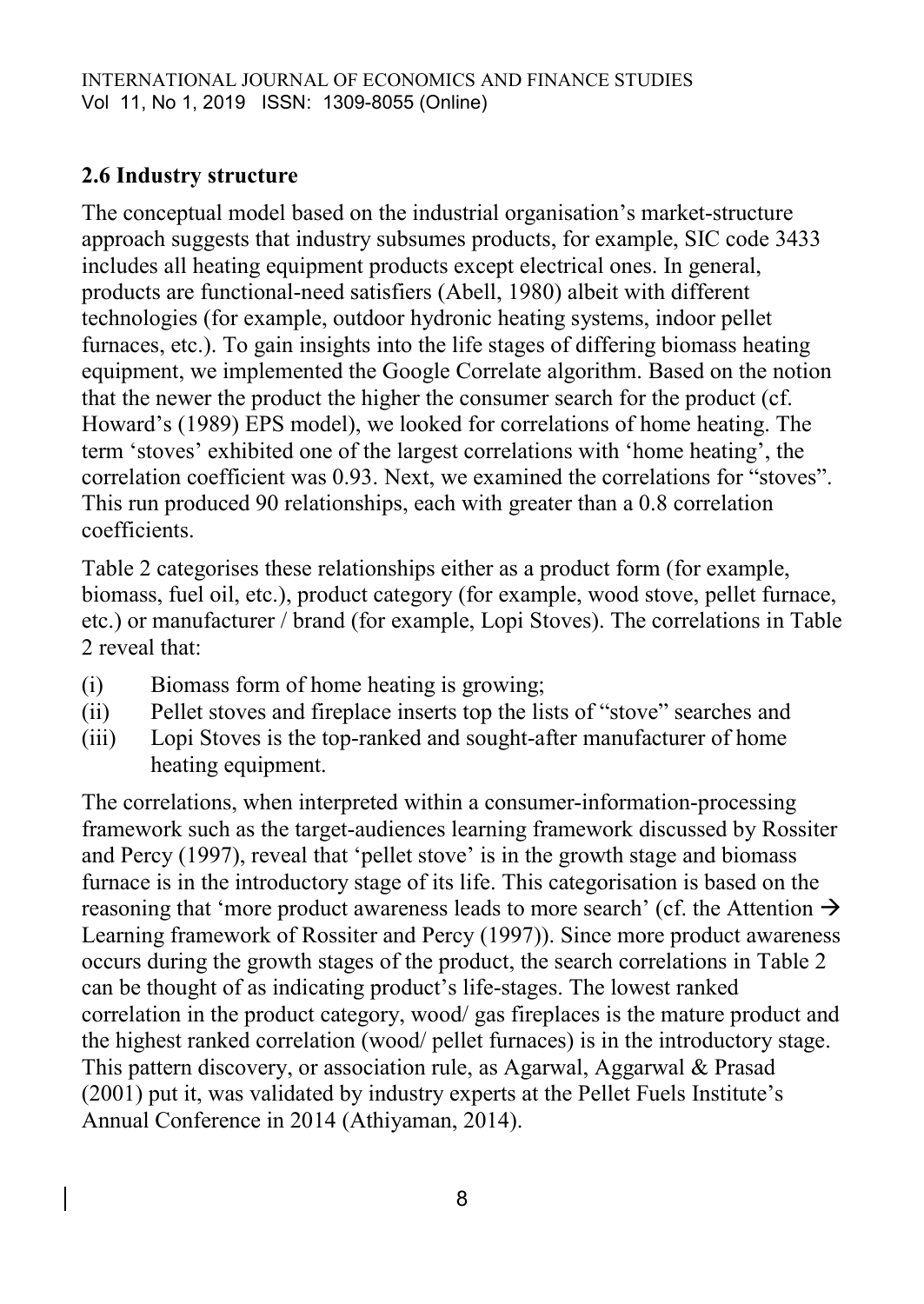## 2.6 Industry structure

The conceptual model based on the industrial organisation's market-structure approach suggests that industry subsumes products, for example, SIC code 3433 includes all heating equipment products except electrical ones. In general, products are functional-need satisfiers (Abell, 1980) albeit with different technologies (for example, outdoor hydronic heating systems, indoor pellet furnaces, etc.). To gain insights into the life stages of differing biomass heating equipment, we implemented the Google Correlate algorithm. Based on the notion that the newer the product the higher the consumer search for the product (cf. Howard's (1989) EPS model), we looked for correlations of home heating. The term 'stoves' exhibited one of the largest correlations with 'home heating', the correlation coefficient was 0.93. Next, we examined the correlations for "stoves". This run produced 90 relationships, each with greater than a 0.8 correlation coefficients.

Table 2 categorises these relationships either as a product form (for example, biomass, fuel oil, etc.), product category (for example, wood stove, pellet furnace, etc.) or manufacturer / brand (for example, Lopi Stoves). The correlations in Table 2 reveal that:

(i) Biomass form of home heating is growing;
(ii) Pellet stoves and fireplace inserts top the lists of "stove" searches and
(iii) Lopi Stoves is the top-ranked and sought-after manufacturer of home heating equipment.

The correlations, when interpreted within a consumer-information-processing framework such as the target-audiences learning framework discussed by Rossiter and Percy (1997), reveal that 'pellet stove' is in the growth stage and biomass furnace is in the introductory stage of its life. This categorisation is based on the reasoning that 'more product awareness leads to more search' (cf. the Attention → Learning framework of Rossiter and Percy (1997)). Since more product awareness occurs during the growth stages of the product, the search correlations in Table 2 can be thought of as indicating product's life-stages. The lowest ranked correlation in the product category, wood/ gas fireplaces is the mature product and the highest ranked correlation (wood/ pellet furnaces) is in the introductory stage. This pattern discovery, or association rule, as Agarwal, Aggarwal & Prasad (2001) put it, was validated by industry experts at the Pellet Fuels Institute's Annual Conference in 2014 (Athiyaman, 2014).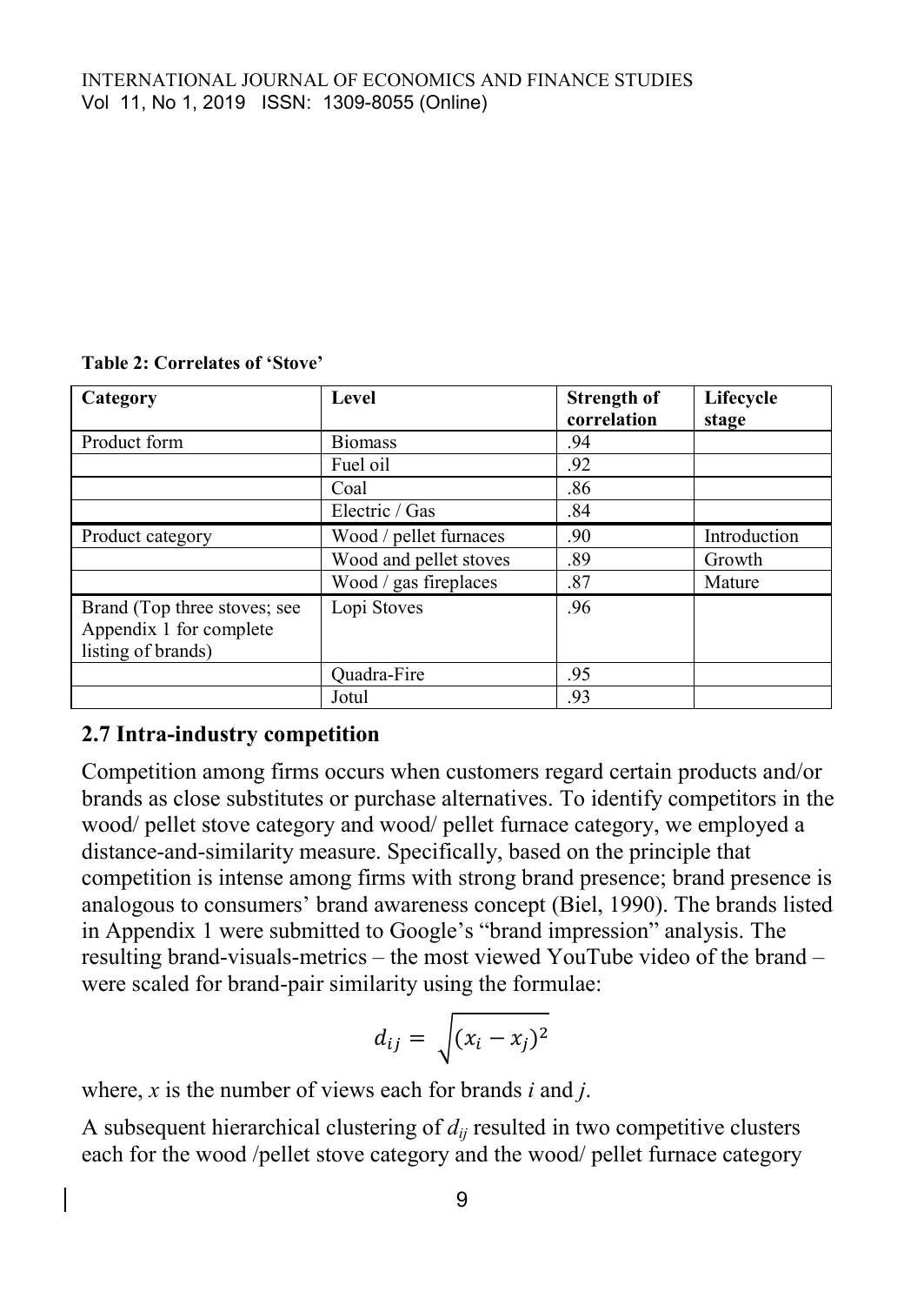**Table 2: Correlates of 'Stove'**

| Category | Level | Strength of correlation | Lifecycle stage |
|---|---|---|---|
| Product form | Biomass | .94 | |
| | Fuel oil | .92 | |
| | Coal | .86 | |
| | Electric / Gas | .84 | |
| Product category | Wood / pellet furnaces | .90 | Introduction |
| | Wood and pellet stoves | .89 | Growth |
| | Wood / gas fireplaces | .87 | Mature |
| Brand (Top three stoves; see Appendix 1 for complete listing of brands) | Lopi Stoves | .96 | |
| | Quadra-Fire | .95 | |
| | Jotul | .93 | |

## 2.7 Intra-industry competition

Competition among firms occurs when customers regard certain products and/or brands as close substitutes or purchase alternatives. To identify competitors in the wood/ pellet stove category and wood/ pellet furnace category, we employed a distance-and-similarity measure. Specifically, based on the principle that competition is intense among firms with strong brand presence; brand presence is analogous to consumers' brand awareness concept (Biel, 1990). The brands listed in Appendix 1 were submitted to Google's "brand impression" analysis. The resulting brand-visuals-metrics – the most viewed YouTube video of the brand – were scaled for brand-pair similarity using the formulae:

$$d_{ij} = \sqrt{(x_i - x_j)^2}$$

where, $x$ is the number of views each for brands $i$ and $j$.

A subsequent hierarchical clustering of $d_{ij}$ resulted in two competitive clusters each for the wood /pellet stove category and the wood/ pellet furnace category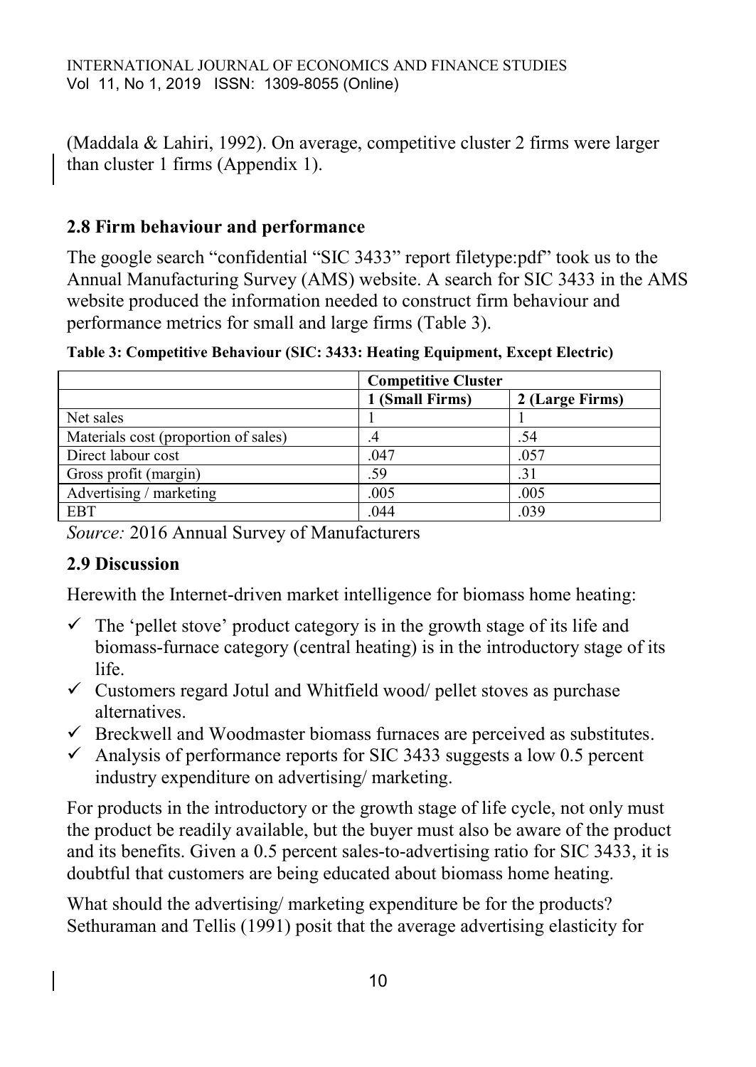(Maddala & Lahiri, 1992). On average, competitive cluster 2 firms were larger than cluster 1 firms (Appendix 1).

## 2.8 Firm behaviour and performance

The google search "confidential "SIC 3433" report filetype:pdf" took us to the Annual Manufacturing Survey (AMS) website. A search for SIC 3433 in the AMS website produced the information needed to construct firm behaviour and performance metrics for small and large firms (Table 3).

**Table 3: Competitive Behaviour (SIC: 3433: Heating Equipment, Except Electric)**

| | **Competitive Cluster** | |
|---|---|---|
| | **1 (Small Firms)** | **2 (Large Firms)** |
| Net sales | 1 | 1 |
| Materials cost (proportion of sales) | .4 | .54 |
| Direct labour cost | .047 | .057 |
| Gross profit (margin) | .59 | .31 |
| Advertising / marketing | .005 | .005 |
| EBT | .044 | .039 |

*Source:* 2016 Annual Survey of Manufacturers

## 2.9 Discussion

Herewith the Internet-driven market intelligence for biomass home heating:

- ✓ The 'pellet stove' product category is in the growth stage of its life and biomass-furnace category (central heating) is in the introductory stage of its life.
- ✓ Customers regard Jotul and Whitfield wood/ pellet stoves as purchase alternatives.
- ✓ Breckwell and Woodmaster biomass furnaces are perceived as substitutes.
- ✓ Analysis of performance reports for SIC 3433 suggests a low 0.5 percent industry expenditure on advertising/ marketing.

For products in the introductory or the growth stage of life cycle, not only must the product be readily available, but the buyer must also be aware of the product and its benefits. Given a 0.5 percent sales-to-advertising ratio for SIC 3433, it is doubtful that customers are being educated about biomass home heating.

What should the advertising/ marketing expenditure be for the products? Sethuraman and Tellis (1991) posit that the average advertising elasticity for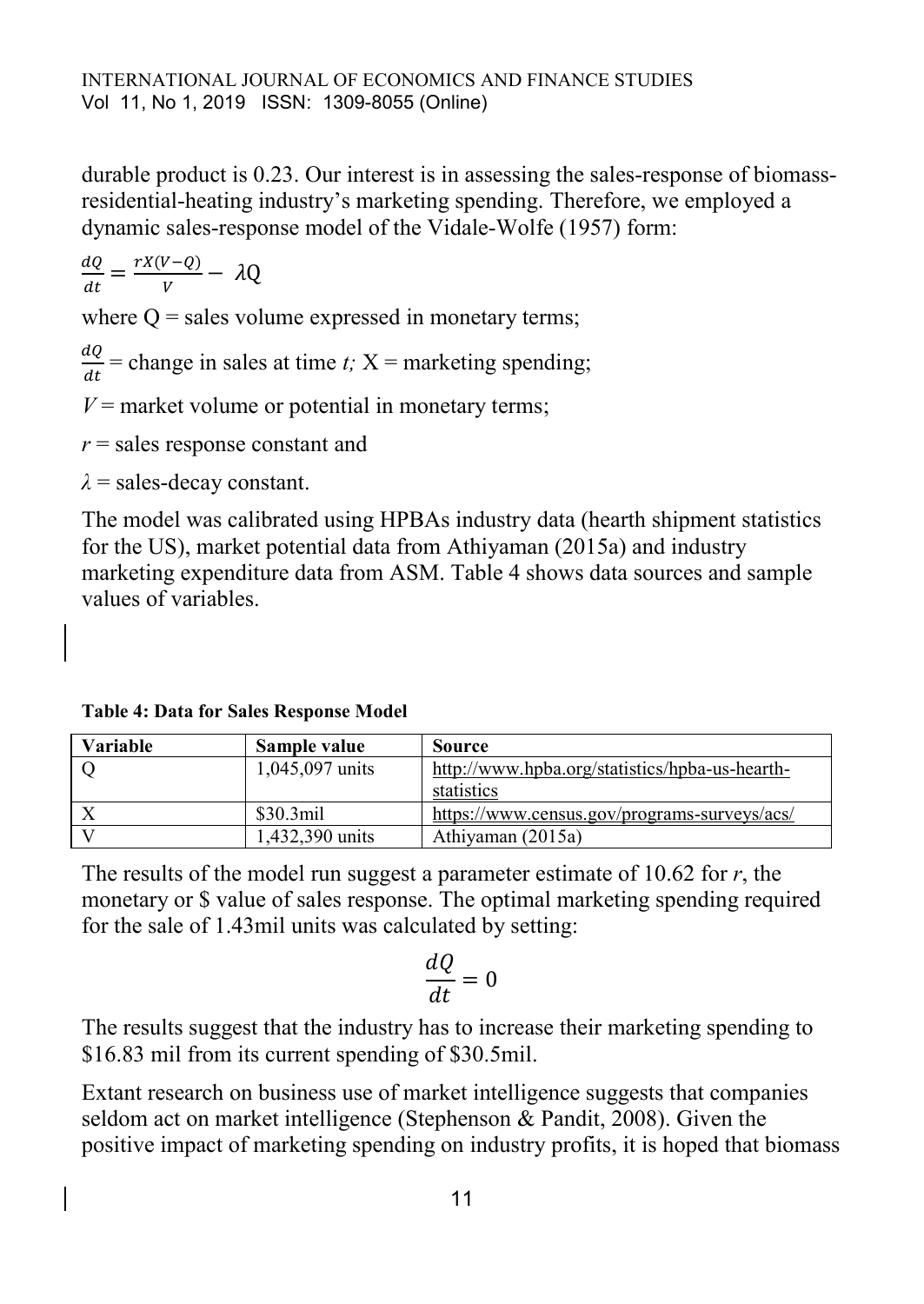durable product is 0.23. Our interest is in assessing the sales-response of biomass-residential-heating industry's marketing spending. Therefore, we employed a dynamic sales-response model of the Vidale-Wolfe (1957) form:

$$\frac{dQ}{dt} = \frac{rX(V-Q)}{V} - \lambda Q$$

where Q = sales volume expressed in monetary terms;

$\frac{dQ}{dt}$ = change in sales at time *t;* X = marketing spending;

*V* = market volume or potential in monetary terms;

*r* = sales response constant and

*λ* = sales-decay constant.

The model was calibrated using HPBAs industry data (hearth shipment statistics for the US), market potential data from Athiyaman (2015a) and industry marketing expenditure data from ASM. Table 4 shows data sources and sample values of variables.

**Table 4: Data for Sales Response Model**

| Variable | Sample value | Source |
|---|---|---|
| Q | 1,045,097 units | http://www.hpba.org/statistics/hpba-us-hearth-statistics |
| X | \$30.3mil | https://www.census.gov/programs-surveys/acs/ |
| V | 1,432,390 units | Athiyaman (2015a) |

The results of the model run suggest a parameter estimate of 10.62 for *r*, the monetary or \$ value of sales response. The optimal marketing spending required for the sale of 1.43mil units was calculated by setting:

$$\frac{dQ}{dt} = 0$$

The results suggest that the industry has to increase their marketing spending to \$16.83 mil from its current spending of \$30.5mil.

Extant research on business use of market intelligence suggests that companies seldom act on market intelligence (Stephenson & Pandit, 2008). Given the positive impact of marketing spending on industry profits, it is hoped that biomass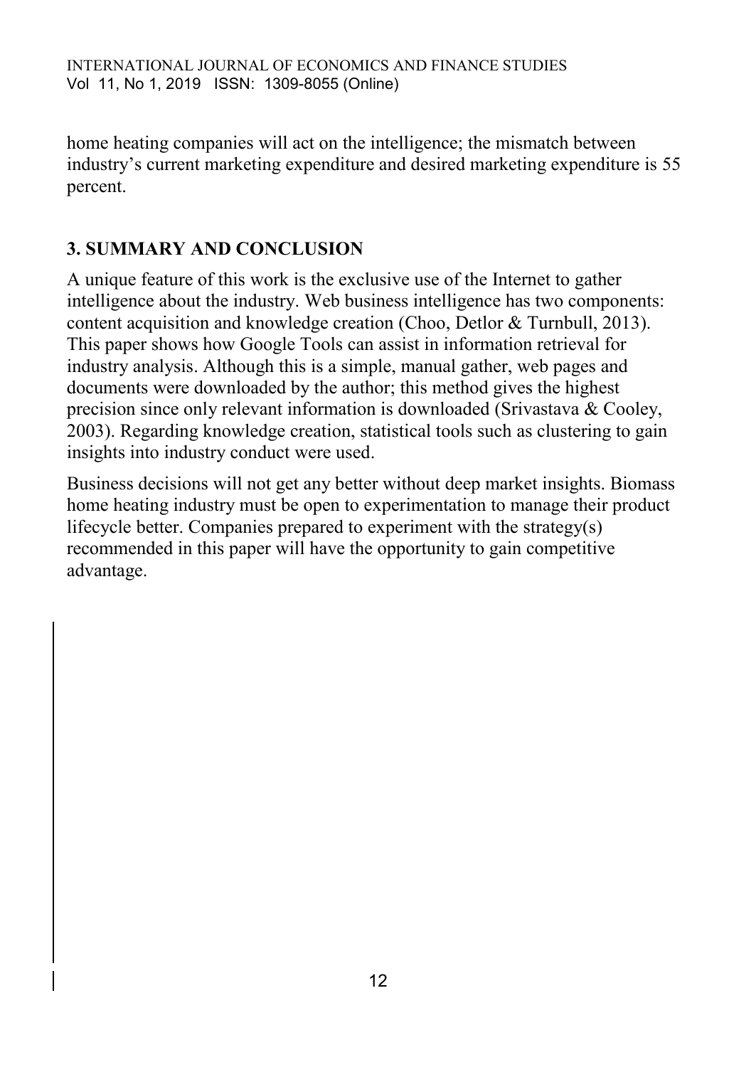home heating companies will act on the intelligence; the mismatch between industry's current marketing expenditure and desired marketing expenditure is 55 percent.

## 3. SUMMARY AND CONCLUSION

A unique feature of this work is the exclusive use of the Internet to gather intelligence about the industry. Web business intelligence has two components: content acquisition and knowledge creation (Choo, Detlor & Turnbull, 2013). This paper shows how Google Tools can assist in information retrieval for industry analysis. Although this is a simple, manual gather, web pages and documents were downloaded by the author; this method gives the highest precision since only relevant information is downloaded (Srivastava & Cooley, 2003). Regarding knowledge creation, statistical tools such as clustering to gain insights into industry conduct were used.

Business decisions will not get any better without deep market insights. Biomass home heating industry must be open to experimentation to manage their product lifecycle better. Companies prepared to experiment with the strategy(s) recommended in this paper will have the opportunity to gain competitive advantage.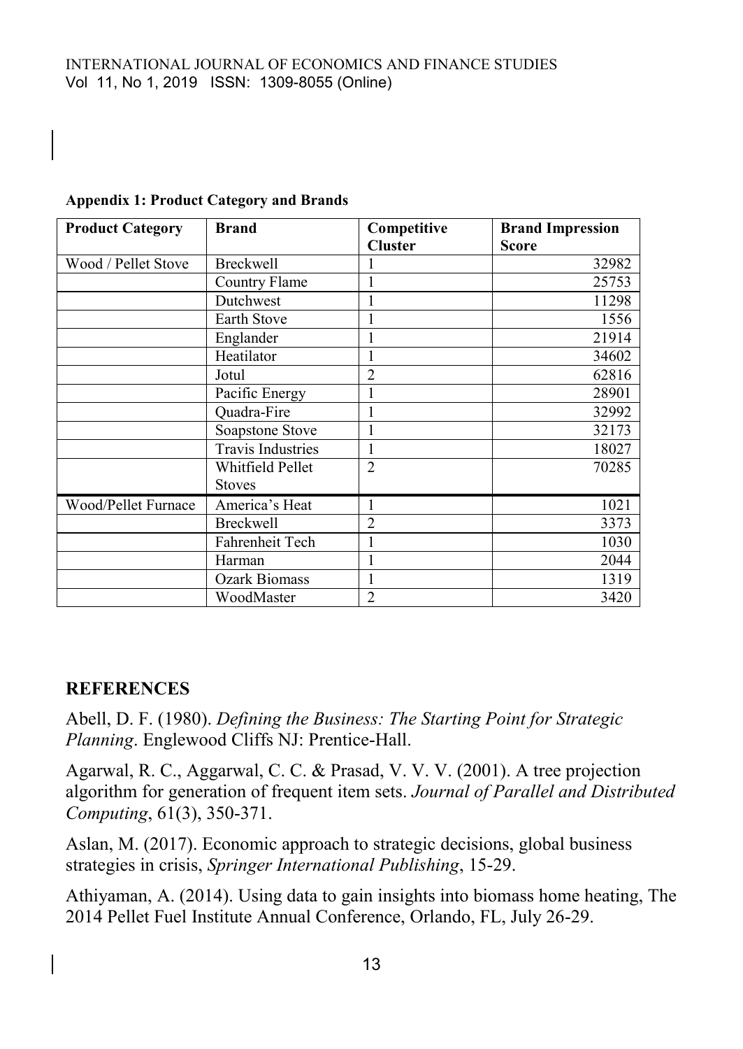**Appendix 1: Product Category and Brands**

| Product Category | Brand | Competitive Cluster | Brand Impression Score |
|---|---|---|---|
| Wood / Pellet Stove | Breckwell | 1 | 32982 |
| | Country Flame | 1 | 25753 |
| | Dutchwest | 1 | 11298 |
| | Earth Stove | 1 | 1556 |
| | Englander | 1 | 21914 |
| | Heatilator | 1 | 34602 |
| | Jotul | 2 | 62816 |
| | Pacific Energy | 1 | 28901 |
| | Quadra-Fire | 1 | 32992 |
| | Soapstone Stove | 1 | 32173 |
| | Travis Industries | 1 | 18027 |
| | Whitfield Pellet Stoves | 2 | 70285 |
| Wood/Pellet Furnace | America's Heat | 1 | 1021 |
| | Breckwell | 2 | 3373 |
| | Fahrenheit Tech | 1 | 1030 |
| | Harman | 1 | 2044 |
| | Ozark Biomass | 1 | 1319 |
| | WoodMaster | 2 | 3420 |

## REFERENCES

Abell, D. F. (1980). *Defining the Business: The Starting Point for Strategic Planning*. Englewood Cliffs NJ: Prentice-Hall.

Agarwal, R. C., Aggarwal, C. C. & Prasad, V. V. V. (2001). A tree projection algorithm for generation of frequent item sets. *Journal of Parallel and Distributed Computing*, 61(3), 350-371.

Aslan, M. (2017). Economic approach to strategic decisions, global business strategies in crisis, *Springer International Publishing*, 15-29.

Athiyaman, A. (2014). Using data to gain insights into biomass home heating, The 2014 Pellet Fuel Institute Annual Conference, Orlando, FL, July 26-29.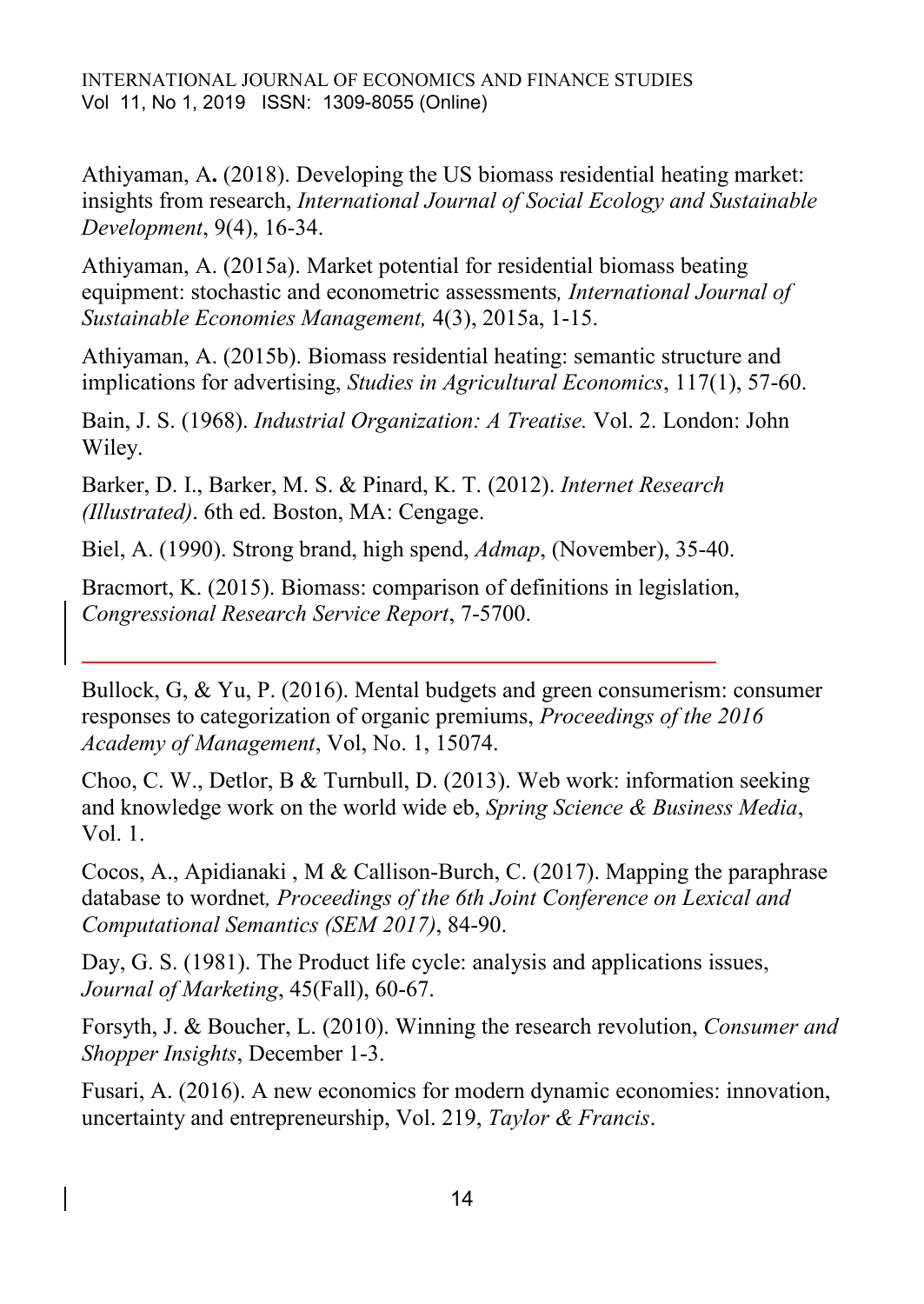Athiyaman, A**.** (2018). Developing the US biomass residential heating market: insights from research, *International Journal of Social Ecology and Sustainable Development*, 9(4), 16-34.

Athiyaman, A. (2015a). Market potential for residential biomass beating equipment: stochastic and econometric assessments*, International Journal of Sustainable Economies Management,* 4(3), 2015a, 1-15.

Athiyaman, A. (2015b). Biomass residential heating: semantic structure and implications for advertising, *Studies in Agricultural Economics*, 117(1), 57-60.

Bain, J. S. (1968). *Industrial Organization: A Treatise.* Vol. 2. London: John Wiley.

Barker, D. I., Barker, M. S. & Pinard, K. T. (2012). *Internet Research (Illustrated)*. 6th ed. Boston, MA: Cengage.

Biel, A. (1990). Strong brand, high spend, *Admap*, (November), 35-40.

Bracmort, K. (2015). Biomass: comparison of definitions in legislation, *Congressional Research Service Report*, 7-5700.

Bullock, G, & Yu, P. (2016). Mental budgets and green consumerism: consumer responses to categorization of organic premiums, *Proceedings of the 2016 Academy of Management*, Vol, No. 1, 15074.

Choo, C. W., Detlor, B & Turnbull, D. (2013). Web work: information seeking and knowledge work on the world wide eb, *Spring Science & Business Media*, Vol. 1.

Cocos, A., Apidianaki , M & Callison-Burch, C. (2017). Mapping the paraphrase database to wordnet*, Proceedings of the 6th Joint Conference on Lexical and Computational Semantics (SEM 2017)*, 84-90.

Day, G. S. (1981). The Product life cycle: analysis and applications issues, *Journal of Marketing*, 45(Fall), 60-67.

Forsyth, J. & Boucher, L. (2010). Winning the research revolution, *Consumer and Shopper Insights*, December 1-3.

Fusari, A. (2016). A new economics for modern dynamic economies: innovation, uncertainty and entrepreneurship, Vol. 219, *Taylor & Francis*.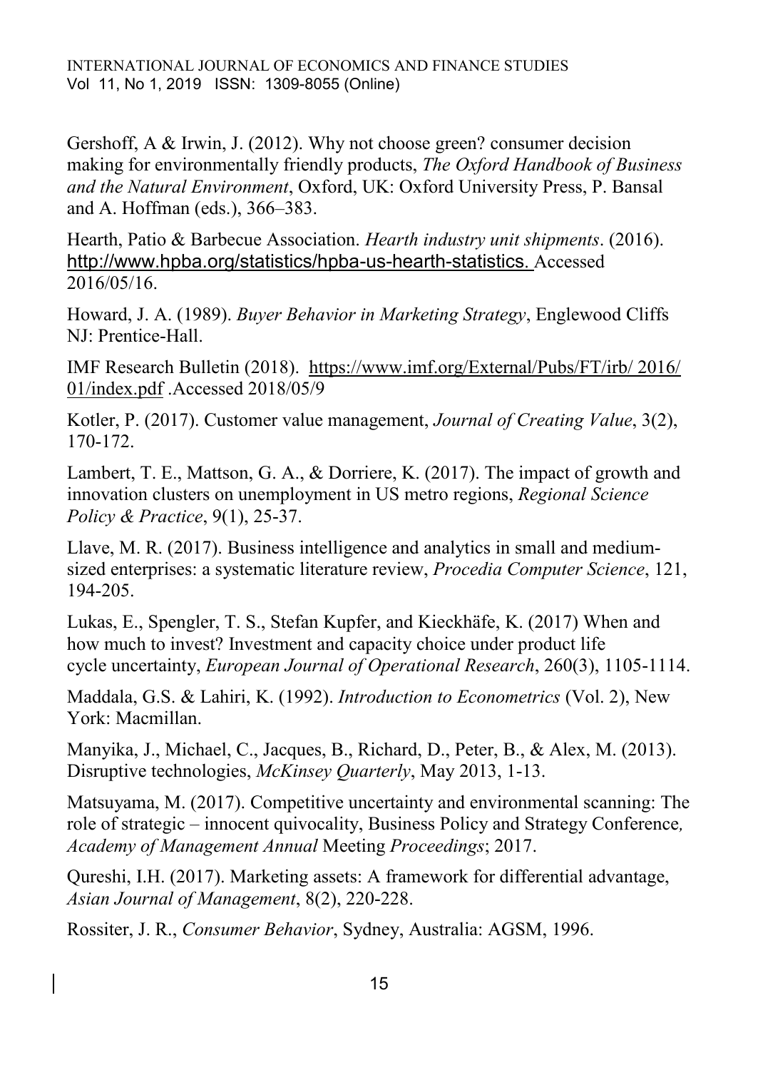Gershoff, A & Irwin, J. (2012). Why not choose green? consumer decision making for environmentally friendly products, *The Oxford Handbook of Business and the Natural Environment*, Oxford, UK: Oxford University Press, P. Bansal and A. Hoffman (eds.), 366–383.

Hearth, Patio & Barbecue Association. *Hearth industry unit shipments*. (2016). http://www.hpba.org/statistics/hpba-us-hearth-statistics. Accessed 2016/05/16.

Howard, J. A. (1989). *Buyer Behavior in Marketing Strategy*, Englewood Cliffs NJ: Prentice-Hall.

IMF Research Bulletin (2018). https://www.imf.org/External/Pubs/FT/irb/ 2016/ 01/index.pdf .Accessed 2018/05/9

Kotler, P. (2017). Customer value management, *Journal of Creating Value*, 3(2), 170-172.

Lambert, T. E., Mattson, G. A., & Dorriere, K. (2017). The impact of growth and innovation clusters on unemployment in US metro regions, *Regional Science Policy & Practice*, 9(1), 25-37.

Llave, M. R. (2017). Business intelligence and analytics in small and medium-sized enterprises: a systematic literature review, *Procedia Computer Science*, 121, 194-205.

Lukas, E., Spengler, T. S., Stefan Kupfer, and Kieckhäfe, K. (2017) When and how much to invest? Investment and capacity choice under product life cycle uncertainty, *European Journal of Operational Research*, 260(3), 1105-1114.

Maddala, G.S. & Lahiri, K. (1992). *Introduction to Econometrics* (Vol. 2), New York: Macmillan.

Manyika, J., Michael, C., Jacques, B., Richard, D., Peter, B., & Alex, M. (2013). Disruptive technologies, *McKinsey Quarterly*, May 2013, 1-13.

Matsuyama, M. (2017). Competitive uncertainty and environmental scanning: The role of strategic – innocent quivocality, Business Policy and Strategy Conference*, Academy of Management Annual* Meeting *Proceedings*; 2017.

Qureshi, I.H. (2017). Marketing assets: A framework for differential advantage, *Asian Journal of Management*, 8(2), 220-228.

Rossiter, J. R., *Consumer Behavior*, Sydney, Australia: AGSM, 1996.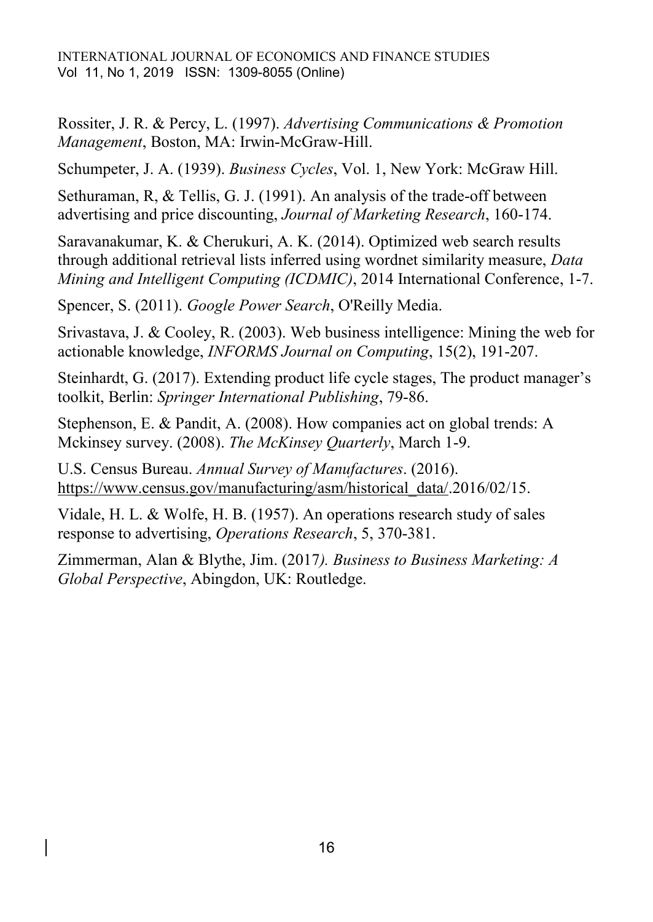Rossiter, J. R. & Percy, L. (1997). *Advertising Communications & Promotion Management*, Boston, MA: Irwin-McGraw-Hill.

Schumpeter, J. A. (1939). *Business Cycles*, Vol. 1, New York: McGraw Hill.

Sethuraman, R, & Tellis, G. J. (1991). An analysis of the trade-off between advertising and price discounting, *Journal of Marketing Research*, 160-174.

Saravanakumar, K. & Cherukuri, A. K. (2014). Optimized web search results through additional retrieval lists inferred using wordnet similarity measure, *Data Mining and Intelligent Computing (ICDMIC)*, 2014 International Conference, 1-7.

Spencer, S. (2011). *Google Power Search*, O'Reilly Media.

Srivastava, J. & Cooley, R. (2003). Web business intelligence: Mining the web for actionable knowledge, *INFORMS Journal on Computing*, 15(2), 191-207.

Steinhardt, G. (2017). Extending product life cycle stages, The product manager's toolkit, Berlin: *Springer International Publishing*, 79-86.

Stephenson, E. & Pandit, A. (2008). How companies act on global trends: A Mckinsey survey. (2008). *The McKinsey Quarterly*, March 1-9.

U.S. Census Bureau. *Annual Survey of Manufactures*. (2016). https://www.census.gov/manufacturing/asm/historical_data/.2016/02/15.

Vidale, H. L. & Wolfe, H. B. (1957). An operations research study of sales response to advertising, *Operations Research*, 5, 370-381.

Zimmerman, Alan & Blythe, Jim. (2017*). Business to Business Marketing: A Global Perspective*, Abingdon, UK: Routledge.